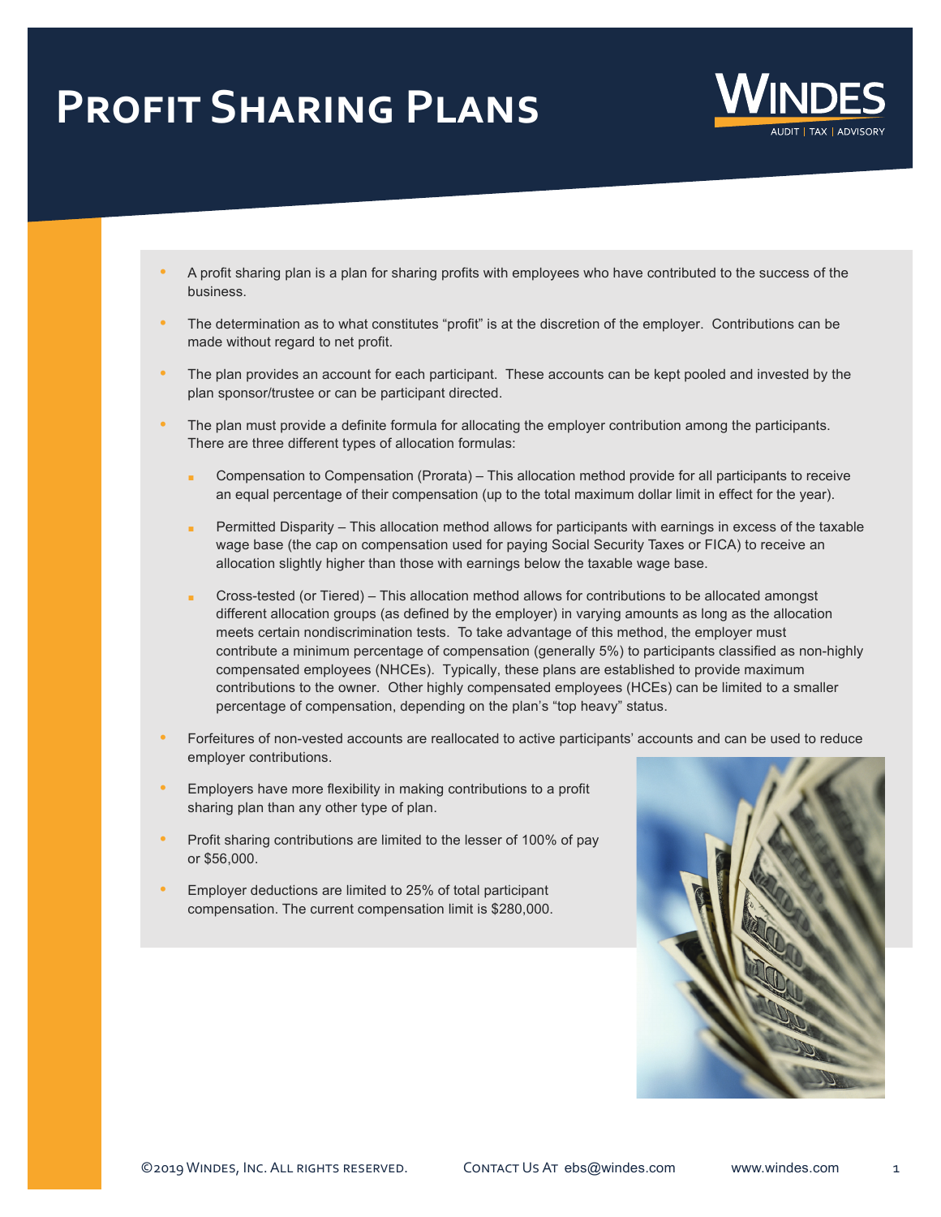# Profit Sharing Plans

- A profit sharing plan is a plan for sharing profits with employees who have contributed to the success of the business.
- The determination as to what constitutes "profit" is at the discretion of the employer. Contributions can be made without regard to net profit.
- The plan provides an account for each participant. These accounts can be kept pooled and invested by the plan sponsor/trustee or can be participant directed.
- The plan must provide a definite formula for allocating the employer contribution among the participants. There are three different types of allocation formulas:
  - Compensation to Compensation (Prorata) – This allocation method provide for all participants to receive an equal percentage of their compensation (up to the total maximum dollar limit in effect for the year).
  - Permitted Disparity – This allocation method allows for participants with earnings in excess of the taxable wage base (the cap on compensation used for paying Social Security Taxes or FICA) to receive an allocation slightly higher than those with earnings below the taxable wage base.
  - Cross-tested (or Tiered) – This allocation method allows for contributions to be allocated amongst different allocation groups (as defined by the employer) in varying amounts as long as the allocation meets certain nondiscrimination tests. To take advantage of this method, the employer must contribute a minimum percentage of compensation (generally 5%) to participants classified as non-highly compensated employees (NHCEs). Typically, these plans are established to provide maximum contributions to the owner. Other highly compensated employees (HCEs) can be limited to a smaller percentage of compensation, depending on the plan's "top heavy" status.
- Forfeitures of non-vested accounts are reallocated to active participants' accounts and can be used to reduce employer contributions.
- Employers have more flexibility in making contributions to a profit sharing plan than any other type of plan.
- Profit sharing contributions are limited to the lesser of 100% of pay or $56,000.
- Employer deductions are limited to 25% of total participant compensation. The current compensation limit is $280,000.

©2019 Windes, Inc. All rights reserved. Contact Us At ebs@windes.com www.windes.com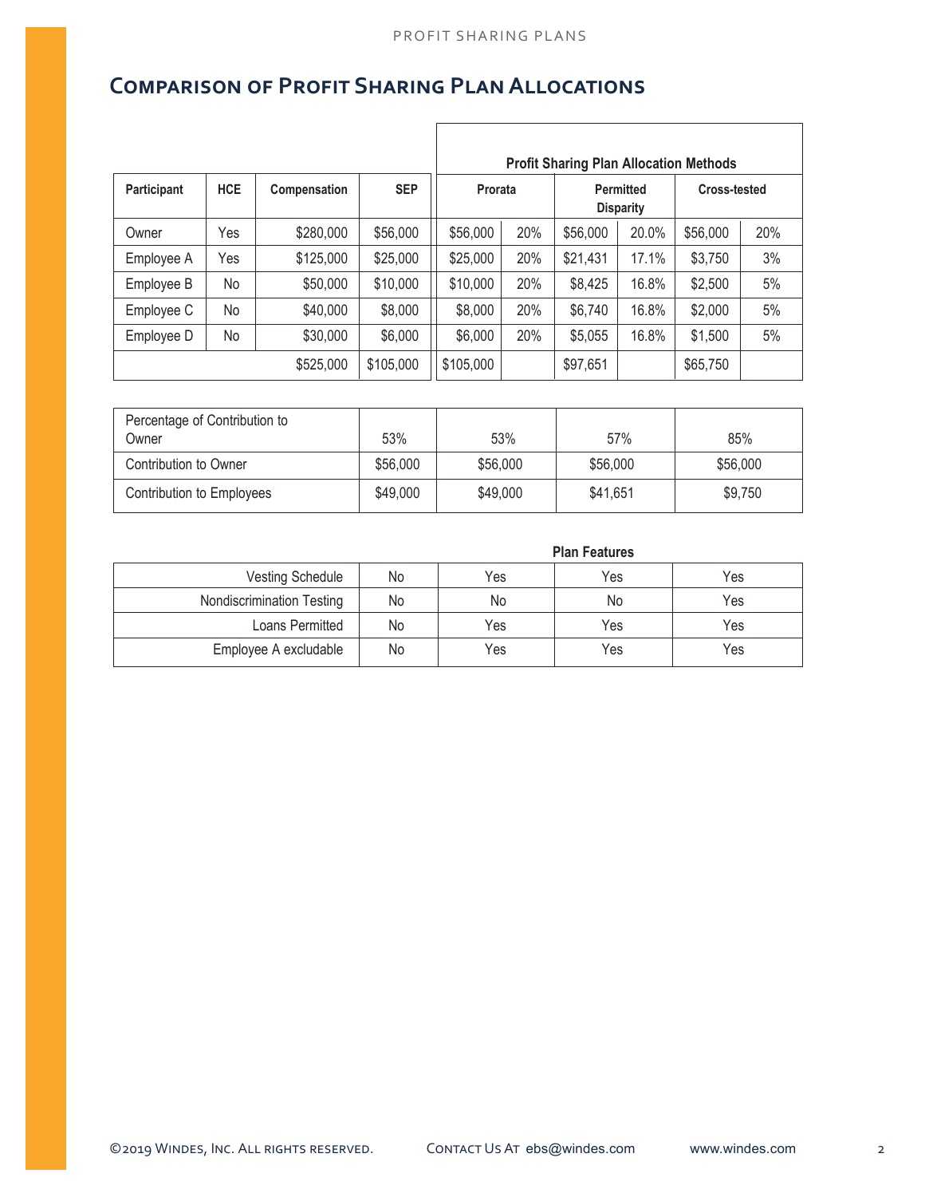## Comparison of Profit Sharing Plan Allocations

| | | | | Profit Sharing Plan Allocation Methods | | | | | |
|---|---|---|---|---|---|---|---|---|---|
| **Participant** | **HCE** | **Compensation** | **SEP** | **Prorata** | | **Permitted Disparity** | | **Cross-tested** | |
| Owner | Yes | $280,000 | $56,000 | $56,000 | 20% | $56,000 | 20.0% | $56,000 | 20% |
| Employee A | Yes | $125,000 | $25,000 | $25,000 | 20% | $21,431 | 17.1% | $3,750 | 3% |
| Employee B | No | $50,000 | $10,000 | $10,000 | 20% | $8,425 | 16.8% | $2,500 | 5% |
| Employee C | No | $40,000 | $8,000 | $8,000 | 20% | $6,740 | 16.8% | $2,000 | 5% |
| Employee D | No | $30,000 | $6,000 | $6,000 | 20% | $5,055 | 16.8% | $1,500 | 5% |
| | | $525,000 | $105,000 | $105,000 | | $97,651 | | $65,750 | |

| | | | | |
|---|---|---|---|---|
| Percentage of Contribution to Owner | 53% | 53% | 57% | 85% |
| Contribution to Owner | $56,000 | $56,000 | $56,000 | $56,000 |
| Contribution to Employees | $49,000 | $49,000 | $41,651 | $9,750 |

**Plan Features**

| | | | | |
|---|---|---|---|---|
| Vesting Schedule | No | Yes | Yes | Yes |
| Nondiscrimination Testing | No | No | No | Yes |
| Loans Permitted | No | Yes | Yes | Yes |
| Employee A excludable | No | Yes | Yes | Yes |